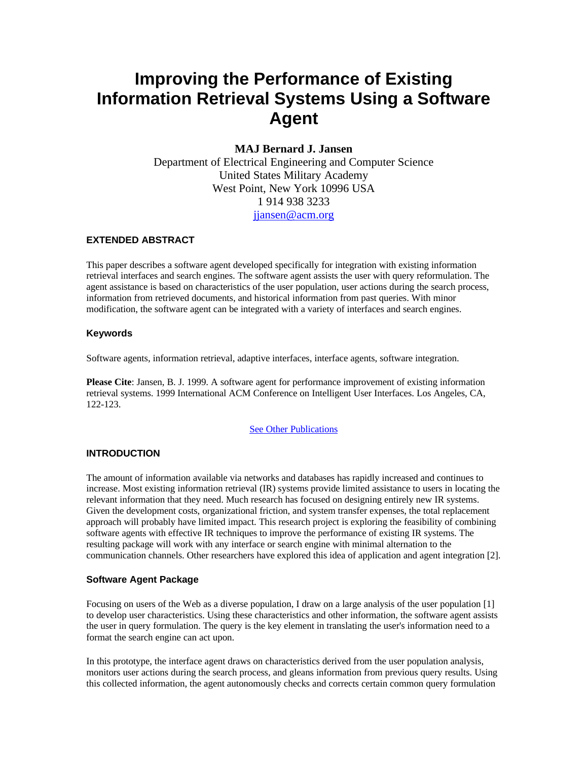# Improving the Performance of Existing Information Retrieval Systems Using a Software Agent

**MAJ Bernard J. Jansen**

Department of Electrical Engineering and Computer Science
United States Military Academy
West Point, New York 10996 USA
1 914 938 3233
jjansen@acm.org

## EXTENDED ABSTRACT

This paper describes a software agent developed specifically for integration with existing information retrieval interfaces and search engines. The software agent assists the user with query reformulation. The agent assistance is based on characteristics of the user population, user actions during the search process, information from retrieved documents, and historical information from past queries. With minor modification, the software agent can be integrated with a variety of interfaces and search engines.

### Keywords

Software agents, information retrieval, adaptive interfaces, interface agents, software integration.

**Please Cite**: Jansen, B. J. 1999. A software agent for performance improvement of existing information retrieval systems. 1999 International ACM Conference on Intelligent User Interfaces. Los Angeles, CA, 122-123.

See Other Publications

## INTRODUCTION

The amount of information available via networks and databases has rapidly increased and continues to increase. Most existing information retrieval (IR) systems provide limited assistance to users in locating the relevant information that they need. Much research has focused on designing entirely new IR systems. Given the development costs, organizational friction, and system transfer expenses, the total replacement approach will probably have limited impact. This research project is exploring the feasibility of combining software agents with effective IR techniques to improve the performance of existing IR systems. The resulting package will work with any interface or search engine with minimal alternation to the communication channels. Other researchers have explored this idea of application and agent integration [2].

### Software Agent Package

Focusing on users of the Web as a diverse population, I draw on a large analysis of the user population [1] to develop user characteristics. Using these characteristics and other information, the software agent assists the user in query formulation. The query is the key element in translating the user's information need to a format the search engine can act upon.

In this prototype, the interface agent draws on characteristics derived from the user population analysis, monitors user actions during the search process, and gleans information from previous query results. Using this collected information, the agent autonomously checks and corrects certain common query formulation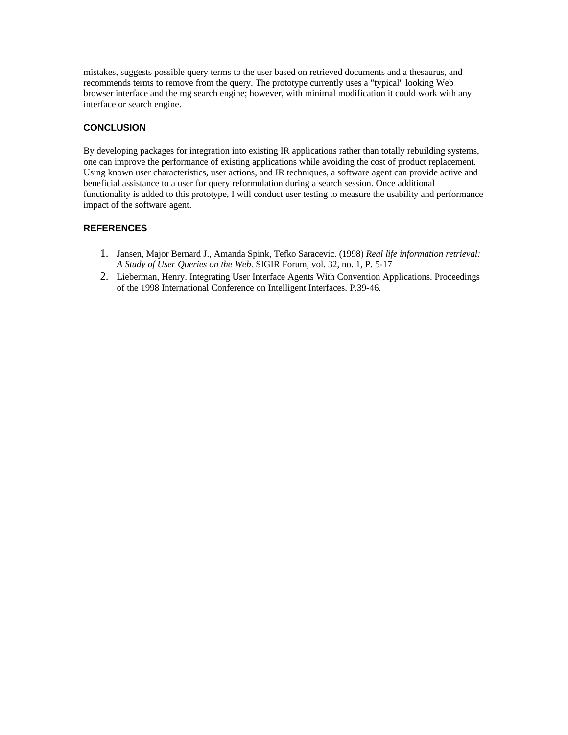mistakes, suggests possible query terms to the user based on retrieved documents and a thesaurus, and recommends terms to remove from the query. The prototype currently uses a "typical" looking Web browser interface and the mg search engine; however, with minimal modification it could work with any interface or search engine.

## CONCLUSION

By developing packages for integration into existing IR applications rather than totally rebuilding systems, one can improve the performance of existing applications while avoiding the cost of product replacement. Using known user characteristics, user actions, and IR techniques, a software agent can provide active and beneficial assistance to a user for query reformulation during a search session. Once additional functionality is added to this prototype, I will conduct user testing to measure the usability and performance impact of the software agent.

## REFERENCES

1. Jansen, Major Bernard J., Amanda Spink, Tefko Saracevic. (1998) *Real life information retrieval: A Study of User Queries on the Web*. SIGIR Forum, vol. 32, no. 1, P. 5-17
2. Lieberman, Henry. Integrating User Interface Agents With Convention Applications. Proceedings of the 1998 International Conference on Intelligent Interfaces. P.39-46.